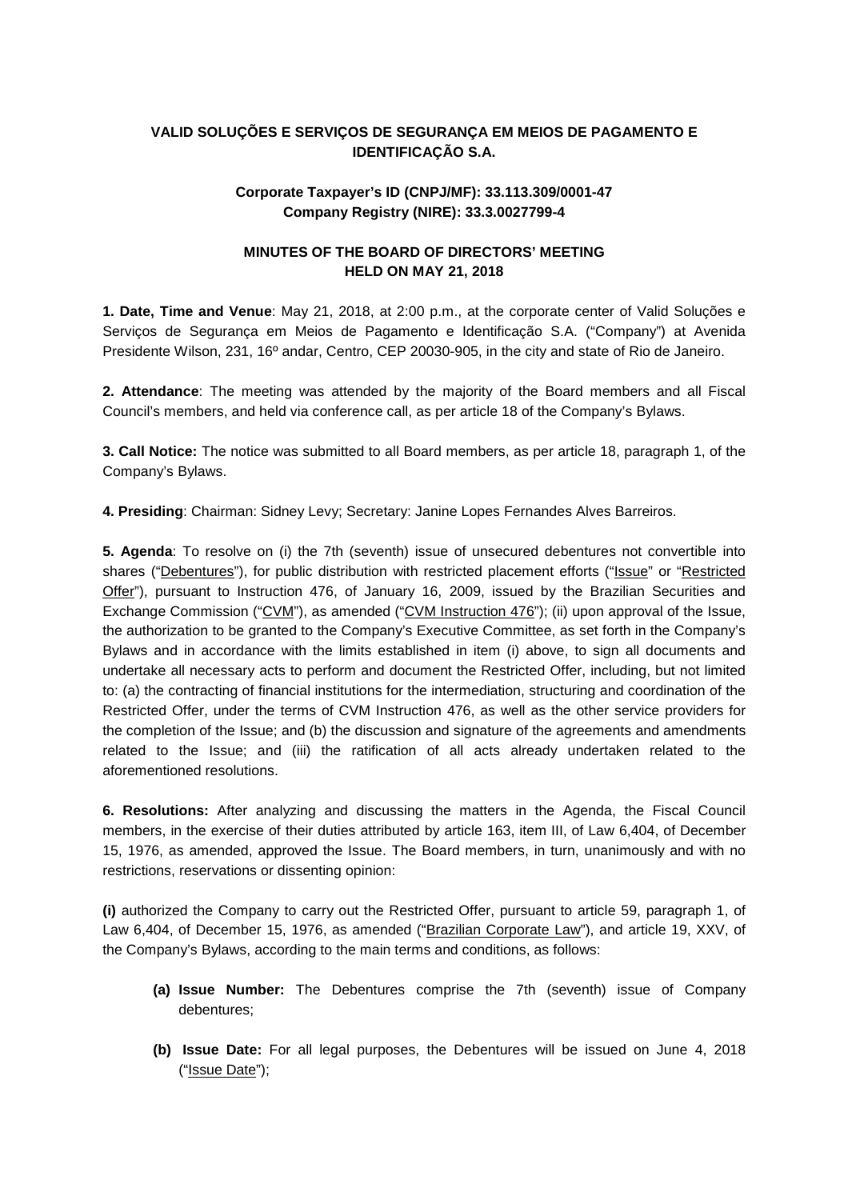**VALID SOLUÇÕES E SERVIÇOS DE SEGURANÇA EM MEIOS DE PAGAMENTO E IDENTIFICAÇÃO S.A.**

**Corporate Taxpayer's ID (CNPJ/MF): 33.113.309/0001-47**
**Company Registry (NIRE): 33.3.0027799-4**

**MINUTES OF THE BOARD OF DIRECTORS' MEETING HELD ON MAY 21, 2018**

**1. Date, Time and Venue**: May 21, 2018, at 2:00 p.m., at the corporate center of Valid Soluções e Serviços de Segurança em Meios de Pagamento e Identificação S.A. ("Company") at Avenida Presidente Wilson, 231, 16º andar, Centro, CEP 20030-905, in the city and state of Rio de Janeiro.

**2. Attendance**: The meeting was attended by the majority of the Board members and all Fiscal Council's members, and held via conference call, as per article 18 of the Company's Bylaws.

**3. Call Notice:** The notice was submitted to all Board members, as per article 18, paragraph 1, of the Company's Bylaws.

**4. Presiding**: Chairman: Sidney Levy; Secretary: Janine Lopes Fernandes Alves Barreiros.

**5. Agenda**: To resolve on (i) the 7th (seventh) issue of unsecured debentures not convertible into shares ("Debentures"), for public distribution with restricted placement efforts ("Issue" or "Restricted Offer"), pursuant to Instruction 476, of January 16, 2009, issued by the Brazilian Securities and Exchange Commission ("CVM"), as amended ("CVM Instruction 476"); (ii) upon approval of the Issue, the authorization to be granted to the Company's Executive Committee, as set forth in the Company's Bylaws and in accordance with the limits established in item (i) above, to sign all documents and undertake all necessary acts to perform and document the Restricted Offer, including, but not limited to: (a) the contracting of financial institutions for the intermediation, structuring and coordination of the Restricted Offer, under the terms of CVM Instruction 476, as well as the other service providers for the completion of the Issue; and (b) the discussion and signature of the agreements and amendments related to the Issue; and (iii) the ratification of all acts already undertaken related to the aforementioned resolutions.

**6. Resolutions:** After analyzing and discussing the matters in the Agenda, the Fiscal Council members, in the exercise of their duties attributed by article 163, item III, of Law 6,404, of December 15, 1976, as amended, approved the Issue. The Board members, in turn, unanimously and with no restrictions, reservations or dissenting opinion:

**(i)** authorized the Company to carry out the Restricted Offer, pursuant to article 59, paragraph 1, of Law 6,404, of December 15, 1976, as amended ("Brazilian Corporate Law"), and article 19, XXV, of the Company's Bylaws, according to the main terms and conditions, as follows:

- **(a) Issue Number:** The Debentures comprise the 7th (seventh) issue of Company debentures;
- **(b) Issue Date:** For all legal purposes, the Debentures will be issued on June 4, 2018 ("Issue Date");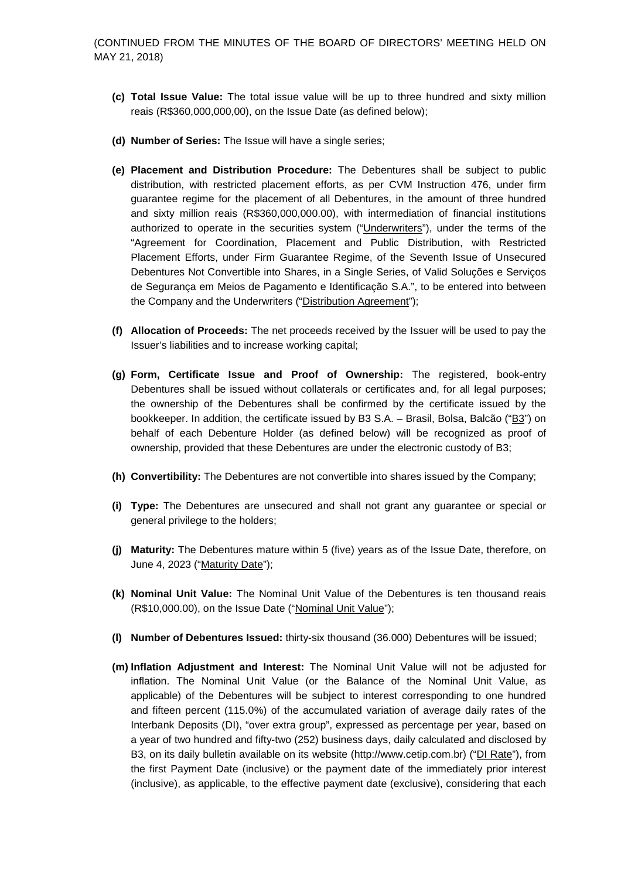(CONTINUED FROM THE MINUTES OF THE BOARD OF DIRECTORS' MEETING HELD ON MAY 21, 2018)

**(c) Total Issue Value:** The total issue value will be up to three hundred and sixty million reais (R$360,000,000,00), on the Issue Date (as defined below);

**(d) Number of Series:** The Issue will have a single series;

**(e) Placement and Distribution Procedure:** The Debentures shall be subject to public distribution, with restricted placement efforts, as per CVM Instruction 476, under firm guarantee regime for the placement of all Debentures, in the amount of three hundred and sixty million reais (R$360,000,000.00), with intermediation of financial institutions authorized to operate in the securities system ("Underwriters"), under the terms of the "Agreement for Coordination, Placement and Public Distribution, with Restricted Placement Efforts, under Firm Guarantee Regime, of the Seventh Issue of Unsecured Debentures Not Convertible into Shares, in a Single Series, of Valid Soluções e Serviços de Segurança em Meios de Pagamento e Identificação S.A.", to be entered into between the Company and the Underwriters ("Distribution Agreement");

**(f) Allocation of Proceeds:** The net proceeds received by the Issuer will be used to pay the Issuer's liabilities and to increase working capital;

**(g) Form, Certificate Issue and Proof of Ownership:** The registered, book-entry Debentures shall be issued without collaterals or certificates and, for all legal purposes; the ownership of the Debentures shall be confirmed by the certificate issued by the bookkeeper. In addition, the certificate issued by B3 S.A. – Brasil, Bolsa, Balcão ("B3") on behalf of each Debenture Holder (as defined below) will be recognized as proof of ownership, provided that these Debentures are under the electronic custody of B3;

**(h) Convertibility:** The Debentures are not convertible into shares issued by the Company;

**(i) Type:** The Debentures are unsecured and shall not grant any guarantee or special or general privilege to the holders;

**(j) Maturity:** The Debentures mature within 5 (five) years as of the Issue Date, therefore, on June 4, 2023 ("Maturity Date");

**(k) Nominal Unit Value:** The Nominal Unit Value of the Debentures is ten thousand reais (R$10,000.00), on the Issue Date ("Nominal Unit Value");

**(l) Number of Debentures Issued:** thirty-six thousand (36.000) Debentures will be issued;

**(m) Inflation Adjustment and Interest:** The Nominal Unit Value will not be adjusted for inflation. The Nominal Unit Value (or the Balance of the Nominal Unit Value, as applicable) of the Debentures will be subject to interest corresponding to one hundred and fifteen percent (115.0%) of the accumulated variation of average daily rates of the Interbank Deposits (DI), "over extra group", expressed as percentage per year, based on a year of two hundred and fifty-two (252) business days, daily calculated and disclosed by B3, on its daily bulletin available on its website (http://www.cetip.com.br) ("DI Rate"), from the first Payment Date (inclusive) or the payment date of the immediately prior interest (inclusive), as applicable, to the effective payment date (exclusive), considering that each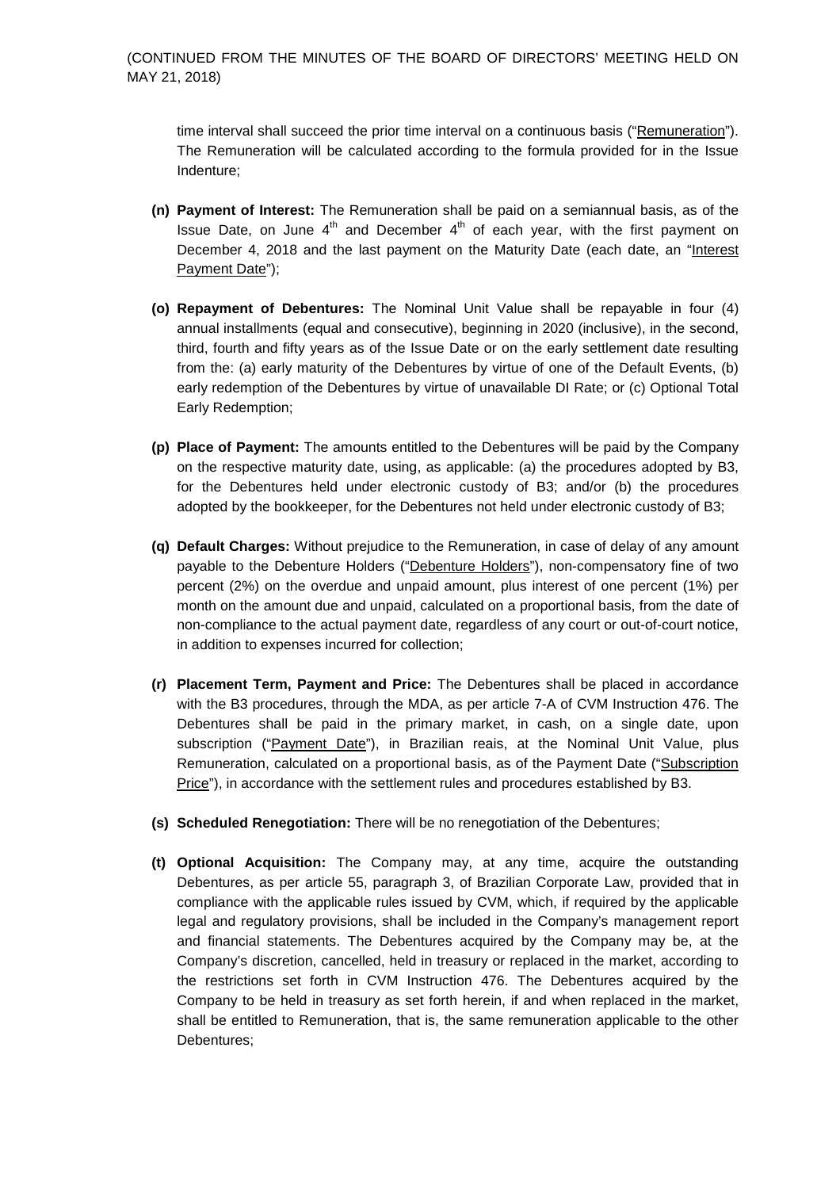time interval shall succeed the prior time interval on a continuous basis ("Remuneration"). The Remuneration will be calculated according to the formula provided for in the Issue Indenture;

**(n) Payment of Interest:** The Remuneration shall be paid on a semiannual basis, as of the Issue Date, on June 4th and December 4th of each year, with the first payment on December 4, 2018 and the last payment on the Maturity Date (each date, an "Interest Payment Date");

**(o) Repayment of Debentures:** The Nominal Unit Value shall be repayable in four (4) annual installments (equal and consecutive), beginning in 2020 (inclusive), in the second, third, fourth and fifty years as of the Issue Date or on the early settlement date resulting from the: (a) early maturity of the Debentures by virtue of one of the Default Events, (b) early redemption of the Debentures by virtue of unavailable DI Rate; or (c) Optional Total Early Redemption;

**(p) Place of Payment:** The amounts entitled to the Debentures will be paid by the Company on the respective maturity date, using, as applicable: (a) the procedures adopted by B3, for the Debentures held under electronic custody of B3; and/or (b) the procedures adopted by the bookkeeper, for the Debentures not held under electronic custody of B3;

**(q) Default Charges:** Without prejudice to the Remuneration, in case of delay of any amount payable to the Debenture Holders ("Debenture Holders"), non-compensatory fine of two percent (2%) on the overdue and unpaid amount, plus interest of one percent (1%) per month on the amount due and unpaid, calculated on a proportional basis, from the date of non-compliance to the actual payment date, regardless of any court or out-of-court notice, in addition to expenses incurred for collection;

**(r) Placement Term, Payment and Price:** The Debentures shall be placed in accordance with the B3 procedures, through the MDA, as per article 7-A of CVM Instruction 476. The Debentures shall be paid in the primary market, in cash, on a single date, upon subscription ("Payment Date"), in Brazilian reais, at the Nominal Unit Value, plus Remuneration, calculated on a proportional basis, as of the Payment Date ("Subscription Price"), in accordance with the settlement rules and procedures established by B3.

**(s) Scheduled Renegotiation:** There will be no renegotiation of the Debentures;

**(t) Optional Acquisition:** The Company may, at any time, acquire the outstanding Debentures, as per article 55, paragraph 3, of Brazilian Corporate Law, provided that in compliance with the applicable rules issued by CVM, which, if required by the applicable legal and regulatory provisions, shall be included in the Company's management report and financial statements. The Debentures acquired by the Company may be, at the Company's discretion, cancelled, held in treasury or replaced in the market, according to the restrictions set forth in CVM Instruction 476. The Debentures acquired by the Company to be held in treasury as set forth herein, if and when replaced in the market, shall be entitled to Remuneration, that is, the same remuneration applicable to the other Debentures;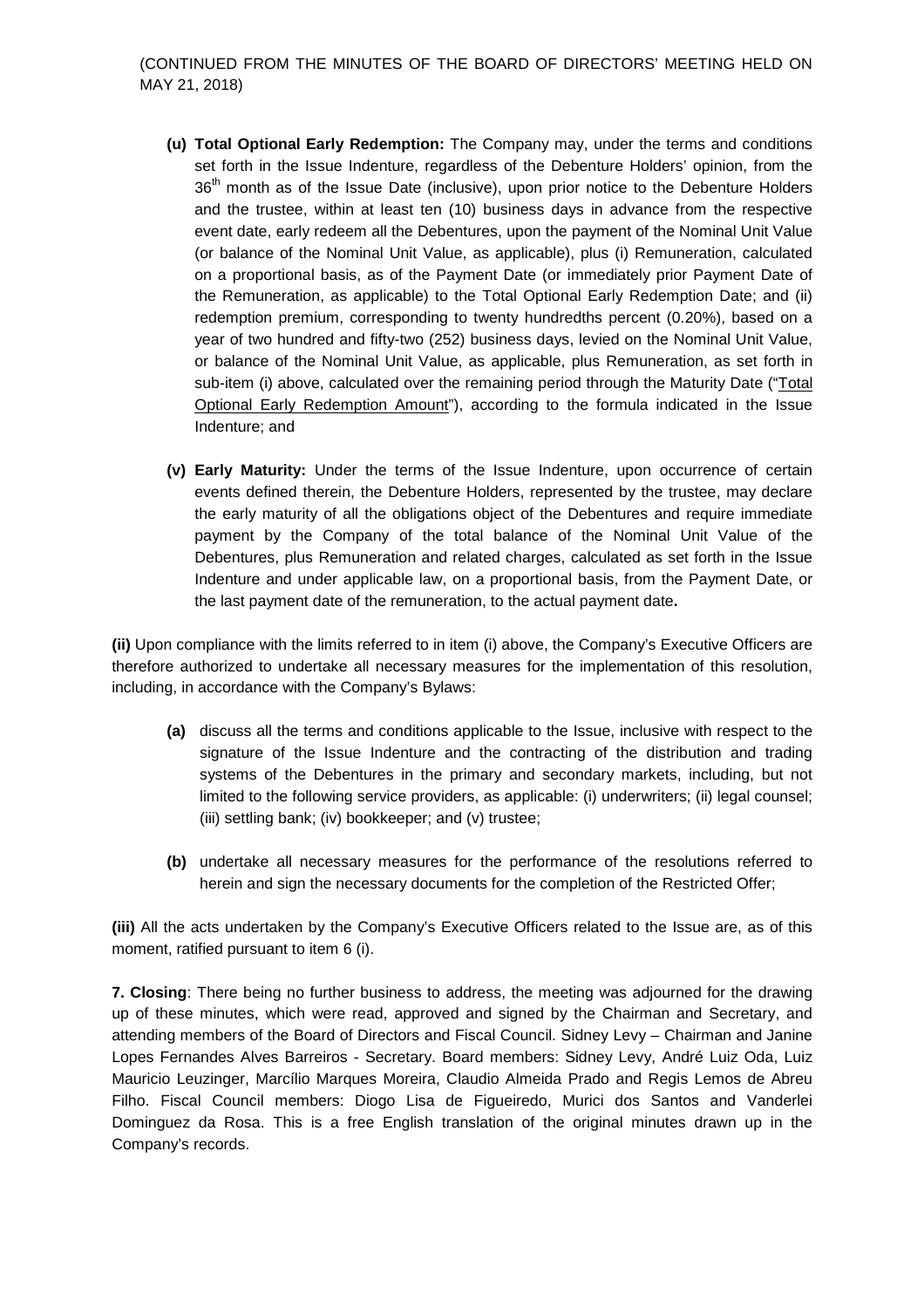(CONTINUED FROM THE MINUTES OF THE BOARD OF DIRECTORS' MEETING HELD ON MAY 21, 2018)

**(u) Total Optional Early Redemption:** The Company may, under the terms and conditions set forth in the Issue Indenture, regardless of the Debenture Holders' opinion, from the 36th month as of the Issue Date (inclusive), upon prior notice to the Debenture Holders and the trustee, within at least ten (10) business days in advance from the respective event date, early redeem all the Debentures, upon the payment of the Nominal Unit Value (or balance of the Nominal Unit Value, as applicable), plus (i) Remuneration, calculated on a proportional basis, as of the Payment Date (or immediately prior Payment Date of the Remuneration, as applicable) to the Total Optional Early Redemption Date; and (ii) redemption premium, corresponding to twenty hundredths percent (0.20%), based on a year of two hundred and fifty-two (252) business days, levied on the Nominal Unit Value, or balance of the Nominal Unit Value, as applicable, plus Remuneration, as set forth in sub-item (i) above, calculated over the remaining period through the Maturity Date ("Total Optional Early Redemption Amount"), according to the formula indicated in the Issue Indenture; and

**(v) Early Maturity:** Under the terms of the Issue Indenture, upon occurrence of certain events defined therein, the Debenture Holders, represented by the trustee, may declare the early maturity of all the obligations object of the Debentures and require immediate payment by the Company of the total balance of the Nominal Unit Value of the Debentures, plus Remuneration and related charges, calculated as set forth in the Issue Indenture and under applicable law, on a proportional basis, from the Payment Date, or the last payment date of the remuneration, to the actual payment date**.**

**(ii)** Upon compliance with the limits referred to in item (i) above, the Company's Executive Officers are therefore authorized to undertake all necessary measures for the implementation of this resolution, including, in accordance with the Company's Bylaws:

**(a)** discuss all the terms and conditions applicable to the Issue, inclusive with respect to the signature of the Issue Indenture and the contracting of the distribution and trading systems of the Debentures in the primary and secondary markets, including, but not limited to the following service providers, as applicable: (i) underwriters; (ii) legal counsel; (iii) settling bank; (iv) bookkeeper; and (v) trustee;

**(b)** undertake all necessary measures for the performance of the resolutions referred to herein and sign the necessary documents for the completion of the Restricted Offer;

**(iii)** All the acts undertaken by the Company's Executive Officers related to the Issue are, as of this moment, ratified pursuant to item 6 (i).

**7. Closing**: There being no further business to address, the meeting was adjourned for the drawing up of these minutes, which were read, approved and signed by the Chairman and Secretary, and attending members of the Board of Directors and Fiscal Council. Sidney Levy – Chairman and Janine Lopes Fernandes Alves Barreiros - Secretary. Board members: Sidney Levy, André Luiz Oda, Luiz Mauricio Leuzinger, Marcílio Marques Moreira, Claudio Almeida Prado and Regis Lemos de Abreu Filho. Fiscal Council members: Diogo Lisa de Figueiredo, Murici dos Santos and Vanderlei Dominguez da Rosa. This is a free English translation of the original minutes drawn up in the Company's records.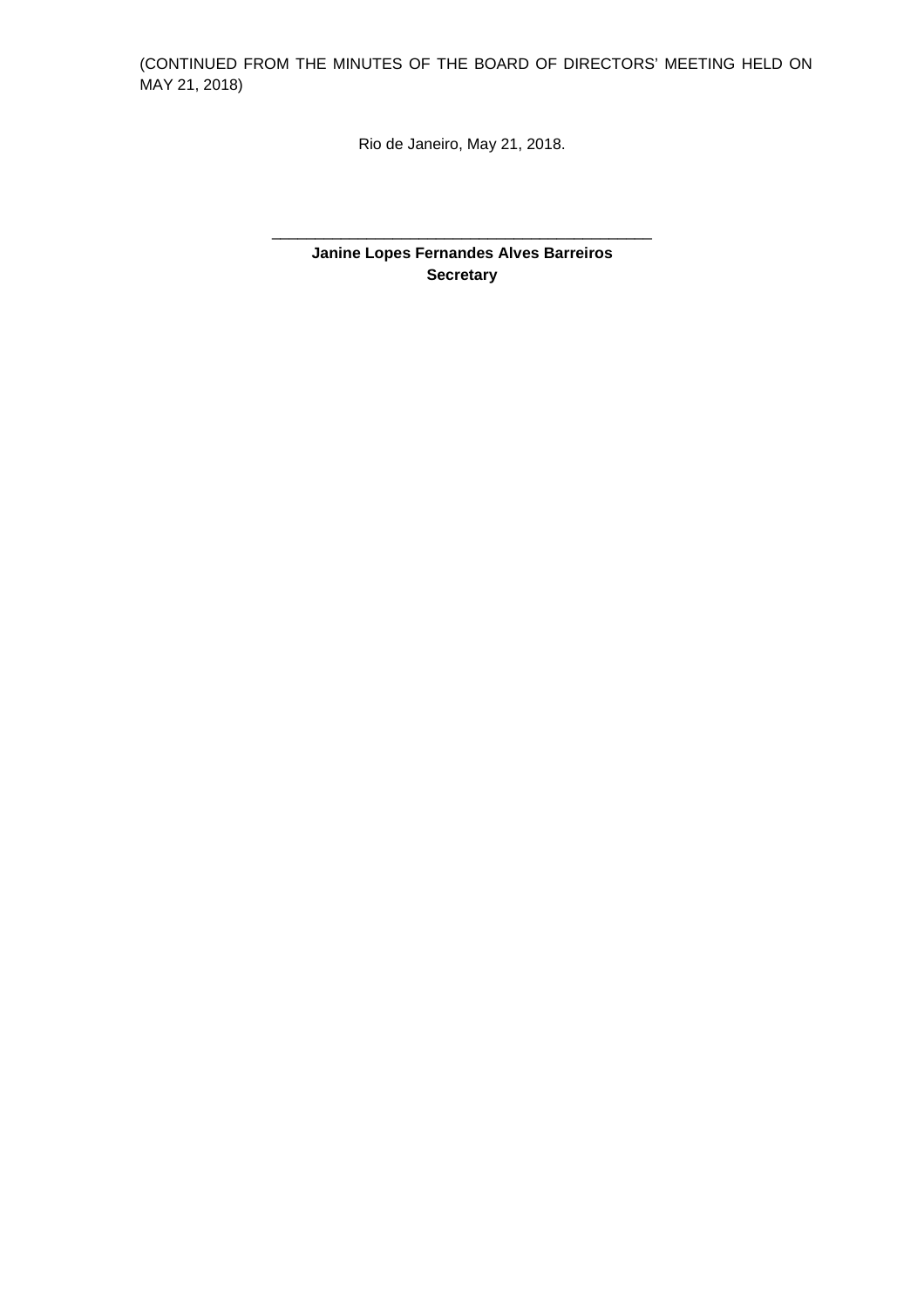(CONTINUED FROM THE MINUTES OF THE BOARD OF DIRECTORS' MEETING HELD ON MAY 21, 2018)

Rio de Janeiro, May 21, 2018.

\_\_\_\_\_\_\_\_\_\_\_\_\_\_\_\_\_\_\_\_\_\_\_\_\_\_\_\_\_\_\_\_\_\_\_\_\_\_\_\_\_\_\_\_\_

**Janine Lopes Fernandes Alves Barreiros**
**Secretary**